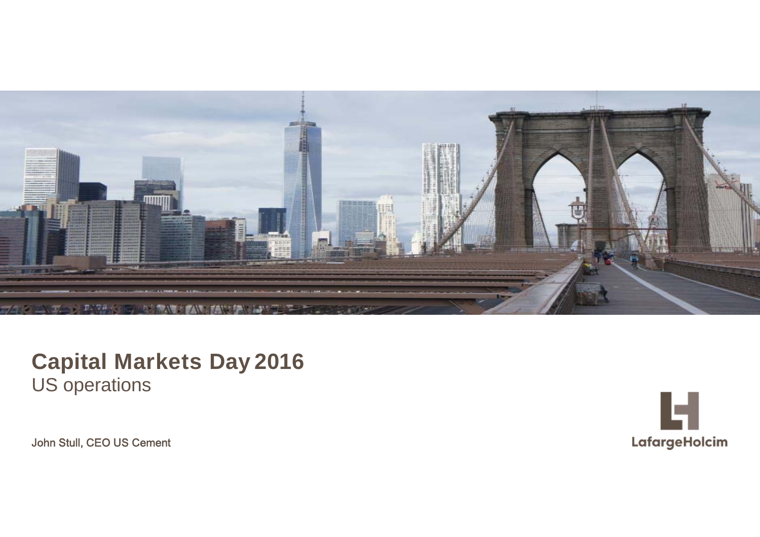# Capital Markets Day 2016

## US operations

John Stull, CEO US Cement

LafargeHolcim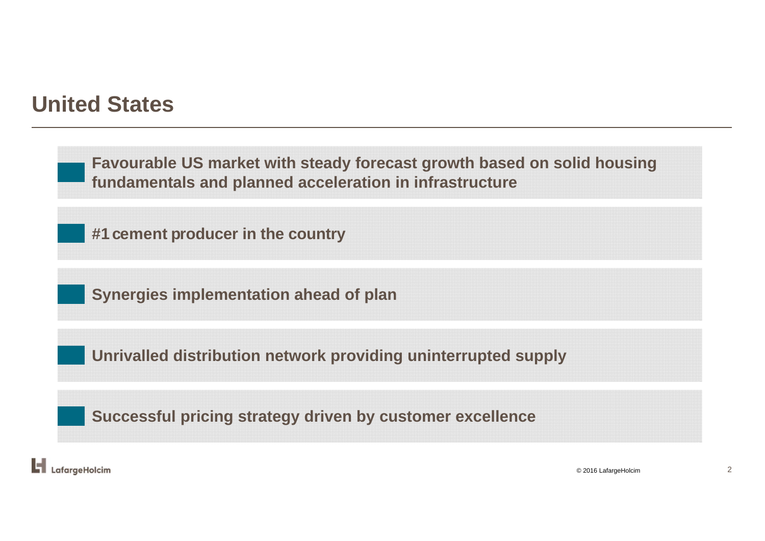# United States

- **Favourable US market with steady forecast growth based on solid housing fundamentals and planned acceleration in infrastructure**
- **#1 cement producer in the country**
- **Synergies implementation ahead of plan**
- **Unrivalled distribution network providing uninterrupted supply**
- **Successful pricing strategy driven by customer excellence**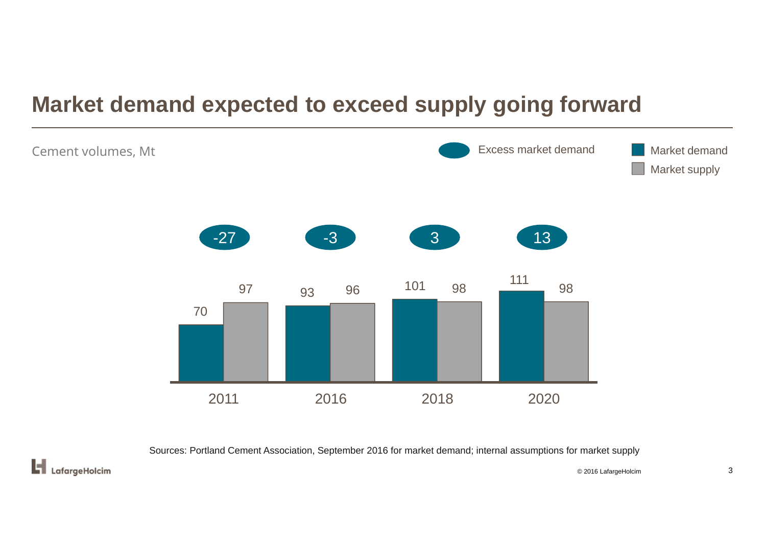# Market demand expected to exceed supply going forward

Cement volumes, Mt

| | 2011 | 2016 | 2018 | 2020 |
|---|---|---|---|---|
| Excess market demand | -27 | -3 | 3 | 13 |
| Market demand | 70 | 93 | 101 | 111 |
| Market supply | 97 | 96 | 98 | 98 |

Sources: Portland Cement Association, September 2016 for market demand; internal assumptions for market supply

© 2016 LafargeHolcim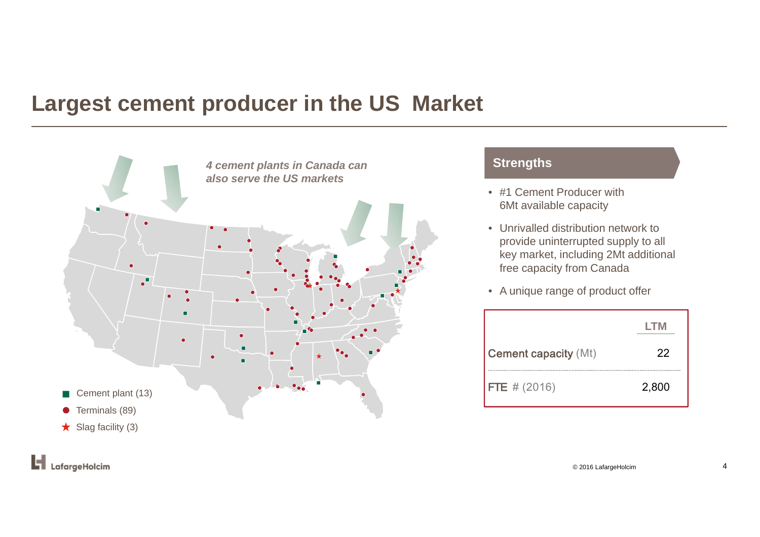# Largest cement producer in the US  Market

*4 cement plants in Canada can also serve the US markets*

- Cement plant (13)
- Terminals (89)
- Slag facility (3)

## Strengths

- #1 Cement Producer with 6Mt available capacity
- Unrivalled distribution network to provide uninterrupted supply to all key market, including 2Mt additional free capacity from Canada
- A unique range of product offer

| | LTM |
|---|---|
| Cement capacity (Mt) | 22 |
| FTE # (2016) | 2,800 |

© 2016 LafargeHolcim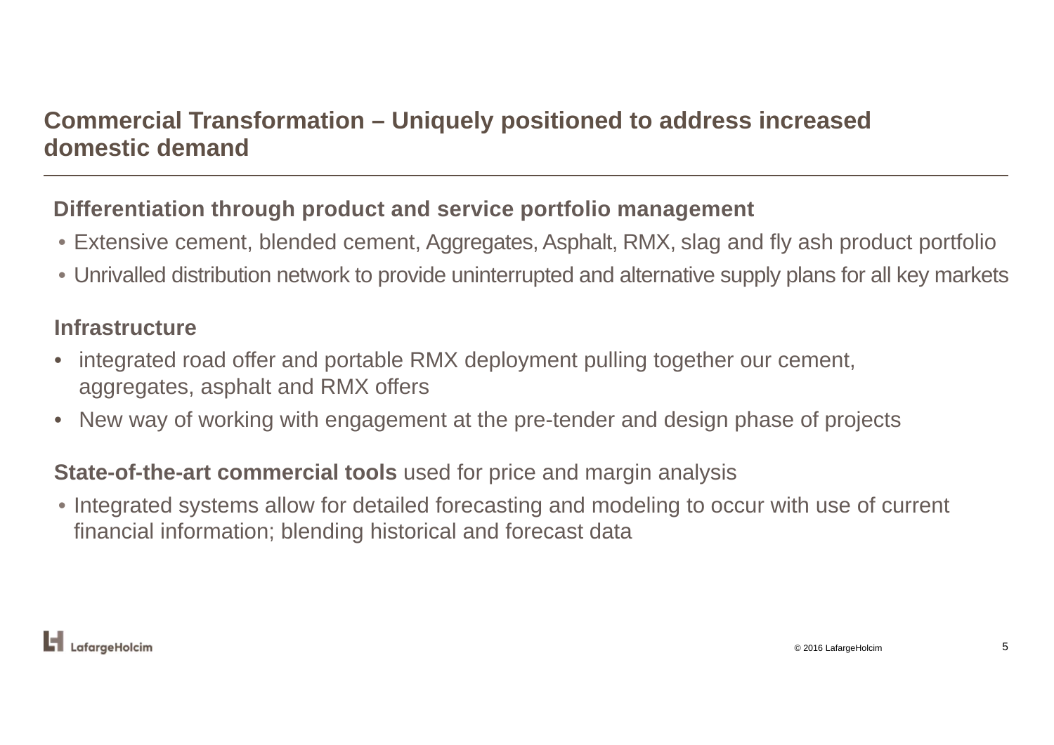## Commercial Transformation – Uniquely positioned to address increased domestic demand

**Differentiation through product and service portfolio management**

- Extensive cement, blended cement, Aggregates, Asphalt, RMX, slag and fly ash product portfolio
- Unrivalled distribution network to provide uninterrupted and alternative supply plans for all key markets

**Infrastructure**

- integrated road offer and portable RMX deployment pulling together our cement, aggregates, asphalt and RMX offers
- New way of working with engagement at the pre-tender and design phase of projects

**State-of-the-art commercial tools** used for price and margin analysis

- Integrated systems allow for detailed forecasting and modeling to occur with use of current financial information; blending historical and forecast data

© 2016 LafargeHolcim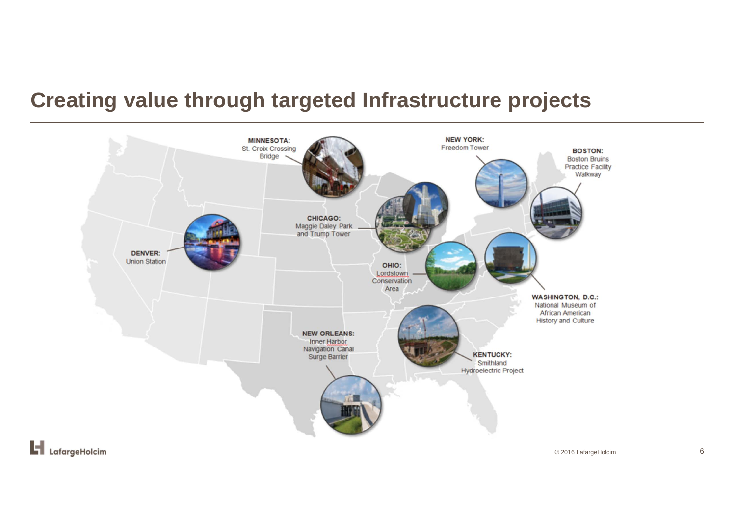# Creating value through targeted Infrastructure projects

**MINNESOTA:** St. Croix Crossing Bridge

**NEW YORK:** Freedom Tower

**BOSTON:** Boston Bruins Practice Facility Walkway

**CHICAGO:** Maggie Daley Park and Trump Tower

**DENVER:** Union Station

**OHIO:** Lordstown Conservation Area

**WASHINGTON, D.C.:** National Museum of African American History and Culture

**NEW ORLEANS:** Inner Harbor Navigation Canal Surge Barrier

**KENTUCKY:** Smithland Hydroelectric Project

© 2016 LafargeHolcim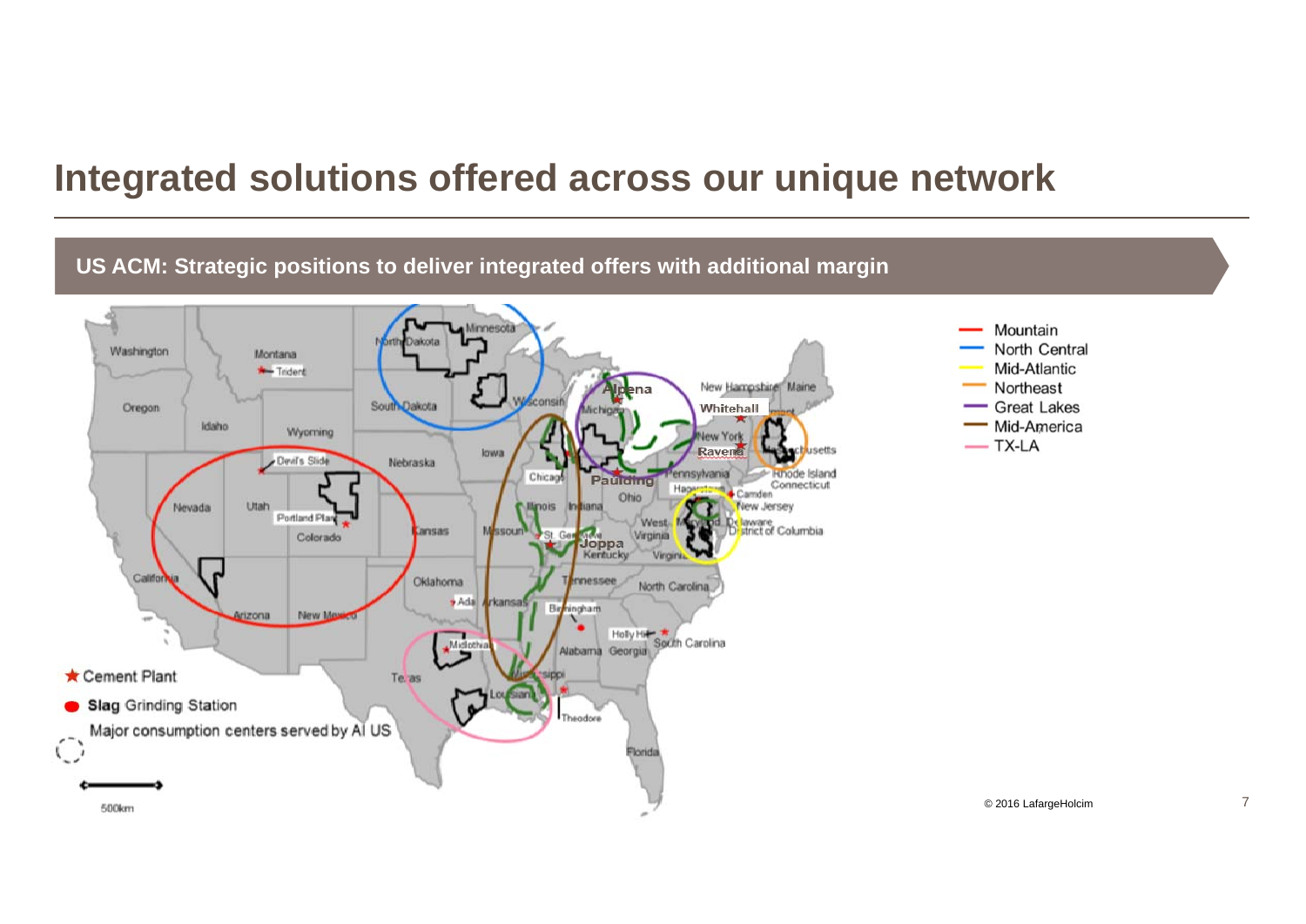# Integrated solutions offered across our unique network

**US ACM: Strategic positions to deliver integrated offers with additional margin**

- Mountain
- North Central
- Mid-Atlantic
- Northeast
- Great Lakes
- Mid-America
- TX-LA

★ Cement Plant

● **Slag** Grinding Station

Major consumption centers served by AI US

500km

© 2016 LafargeHolcim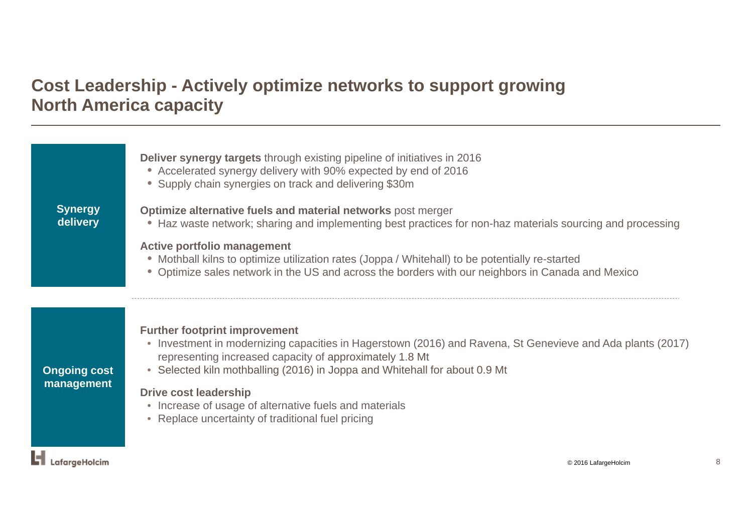# Cost Leadership - Actively optimize networks to support growing North America capacity

## Synergy delivery

**Deliver synergy targets** through existing pipeline of initiatives in 2016

- Accelerated synergy delivery with 90% expected by end of 2016
- Supply chain synergies on track and delivering $30m

**Optimize alternative fuels and material networks** post merger

- Haz waste network; sharing and implementing best practices for non-haz materials sourcing and processing

**Active portfolio management**

- Mothball kilns to optimize utilization rates (Joppa / Whitehall) to be potentially re-started
- Optimize sales network in the US and across the borders with our neighbors in Canada and Mexico

## Ongoing cost management

**Further footprint improvement**

- Investment in modernizing capacities in Hagerstown (2016) and Ravena, St Genevieve and Ada plants (2017) representing increased capacity of approximately 1.8 Mt
- Selected kiln mothballing (2016) in Joppa and Whitehall for about 0.9 Mt

**Drive cost leadership**

- Increase of usage of alternative fuels and materials
- Replace uncertainty of traditional fuel pricing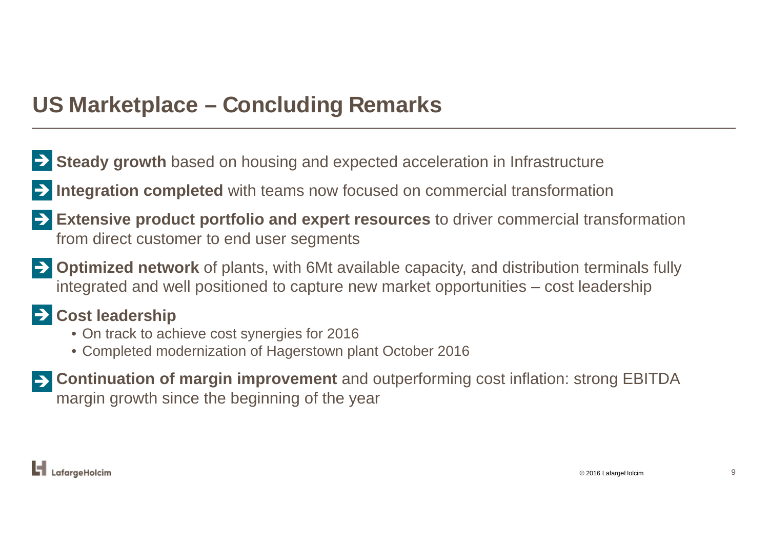# US Marketplace – Concluding Remarks

- **Steady growth** based on housing and expected acceleration in Infrastructure
- **Integration completed** with teams now focused on commercial transformation
- **Extensive product portfolio and expert resources** to driver commercial transformation from direct customer to end user segments
- **Optimized network** of plants, with 6Mt available capacity, and distribution terminals fully integrated and well positioned to capture new market opportunities – cost leadership
- **Cost leadership**
  - On track to achieve cost synergies for 2016
  - Completed modernization of Hagerstown plant October 2016
- **Continuation of margin improvement** and outperforming cost inflation: strong EBITDA margin growth since the beginning of the year